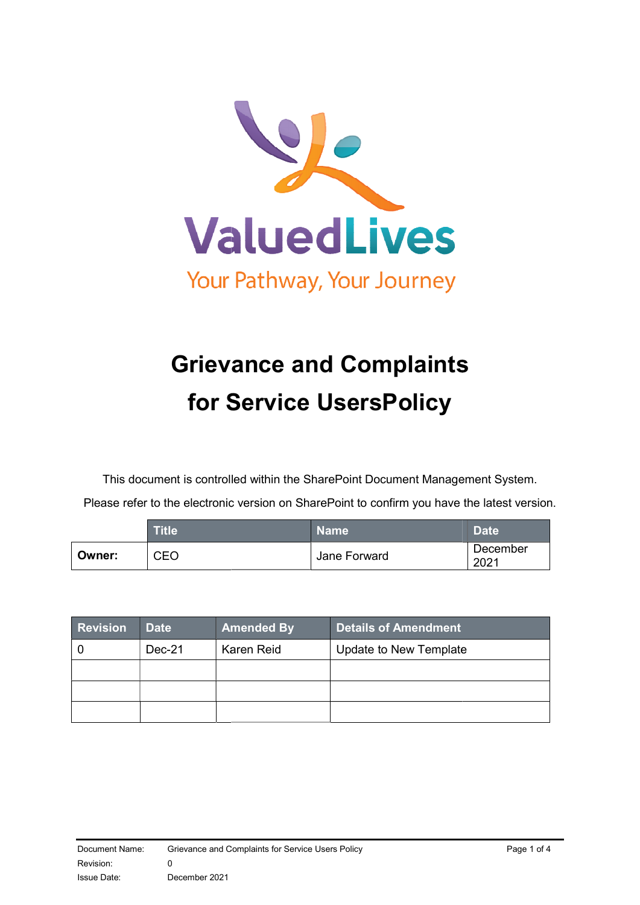ValuedLives

Your Pathway, Your Journey

# Grievance and Complaints for Service UsersPolicy

This document is controlled within the SharePoint Document Management System.

Please refer to the electronic version on SharePoint to confirm you have the latest version.

| | Title | Name | Date |
|---|---|---|---|
| **Owner:** | CEO | Jane Forward | December 2021 |

| Revision | Date | Amended By | Details of Amendment |
|---|---|---|---|
| 0 | Dec-21 | Karen Reid | Update to New Template |
| | | | |
| | | | |
| | | | |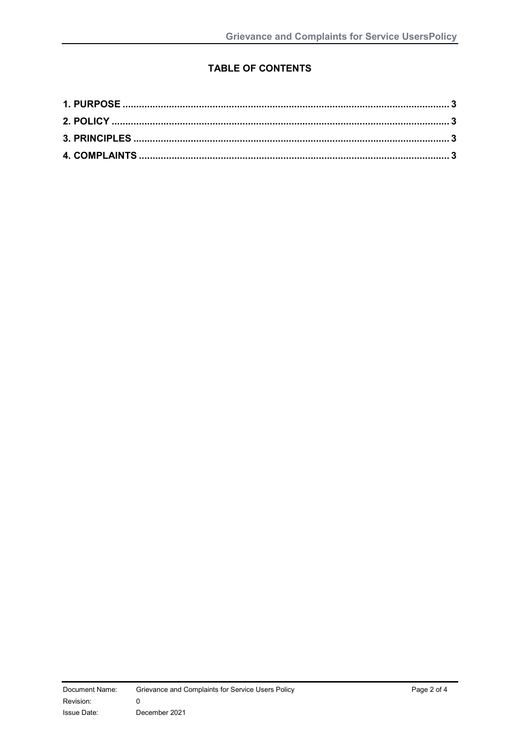**TABLE OF CONTENTS**

**1. PURPOSE ........................................................................................................ 3**

**2. POLICY ........................................................................................................... 3**

**3. PRINCIPLES ................................................................................................... 3**

**4. COMPLAINTS ................................................................................................ 3**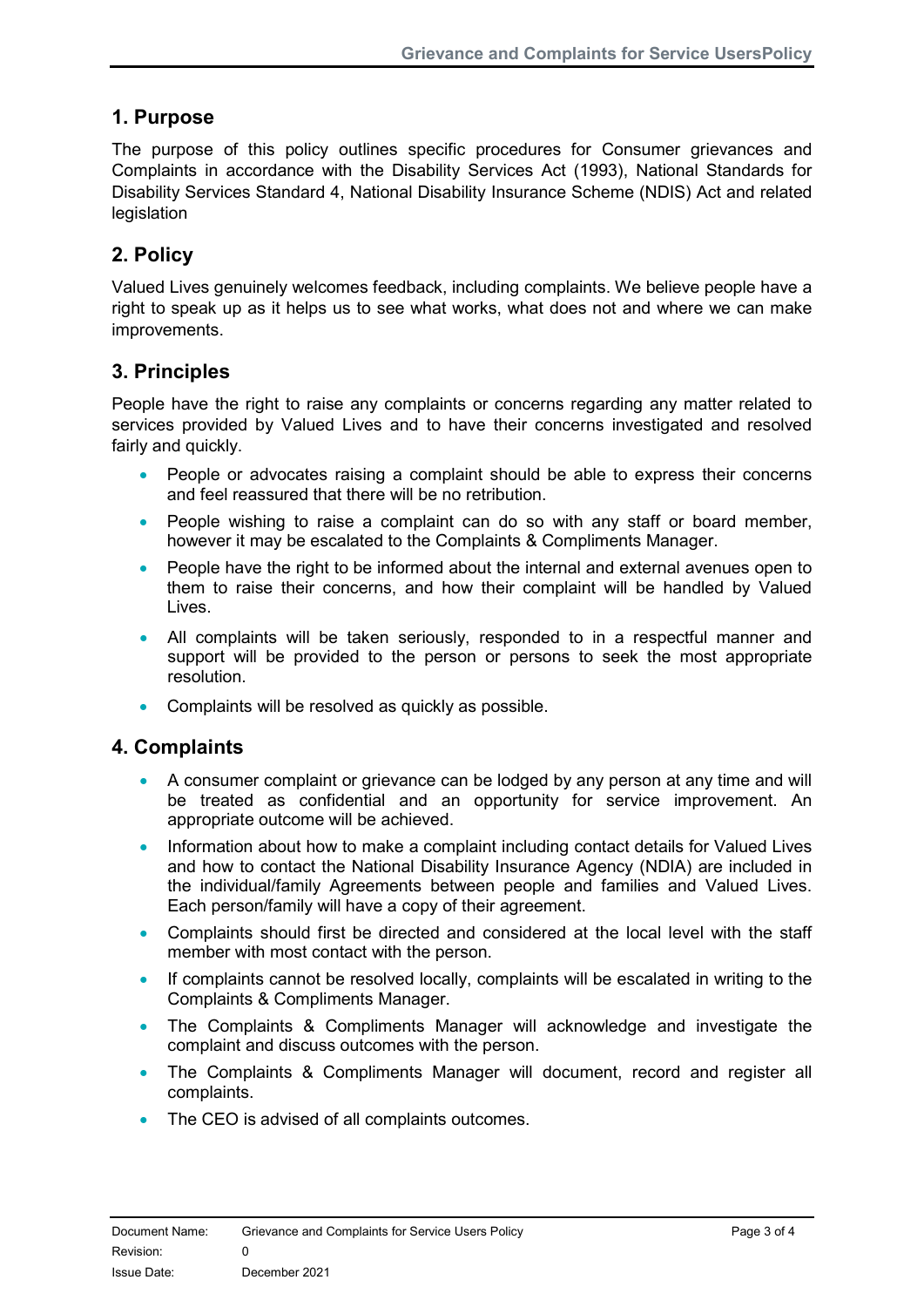## 1. Purpose

The purpose of this policy outlines specific procedures for Consumer grievances and Complaints in accordance with the Disability Services Act (1993), National Standards for Disability Services Standard 4, National Disability Insurance Scheme (NDIS) Act and related legislation

## 2. Policy

Valued Lives genuinely welcomes feedback, including complaints. We believe people have a right to speak up as it helps us to see what works, what does not and where we can make improvements.

## 3. Principles

People have the right to raise any complaints or concerns regarding any matter related to services provided by Valued Lives and to have their concerns investigated and resolved fairly and quickly.

- People or advocates raising a complaint should be able to express their concerns and feel reassured that there will be no retribution.
- People wishing to raise a complaint can do so with any staff or board member, however it may be escalated to the Complaints & Compliments Manager.
- People have the right to be informed about the internal and external avenues open to them to raise their concerns, and how their complaint will be handled by Valued Lives.
- All complaints will be taken seriously, responded to in a respectful manner and support will be provided to the person or persons to seek the most appropriate resolution.
- Complaints will be resolved as quickly as possible.

## 4. Complaints

- A consumer complaint or grievance can be lodged by any person at any time and will be treated as confidential and an opportunity for service improvement. An appropriate outcome will be achieved.
- Information about how to make a complaint including contact details for Valued Lives and how to contact the National Disability Insurance Agency (NDIA) are included in the individual/family Agreements between people and families and Valued Lives. Each person/family will have a copy of their agreement.
- Complaints should first be directed and considered at the local level with the staff member with most contact with the person.
- If complaints cannot be resolved locally, complaints will be escalated in writing to the Complaints & Compliments Manager.
- The Complaints & Compliments Manager will acknowledge and investigate the complaint and discuss outcomes with the person.
- The Complaints & Compliments Manager will document, record and register all complaints.
- The CEO is advised of all complaints outcomes.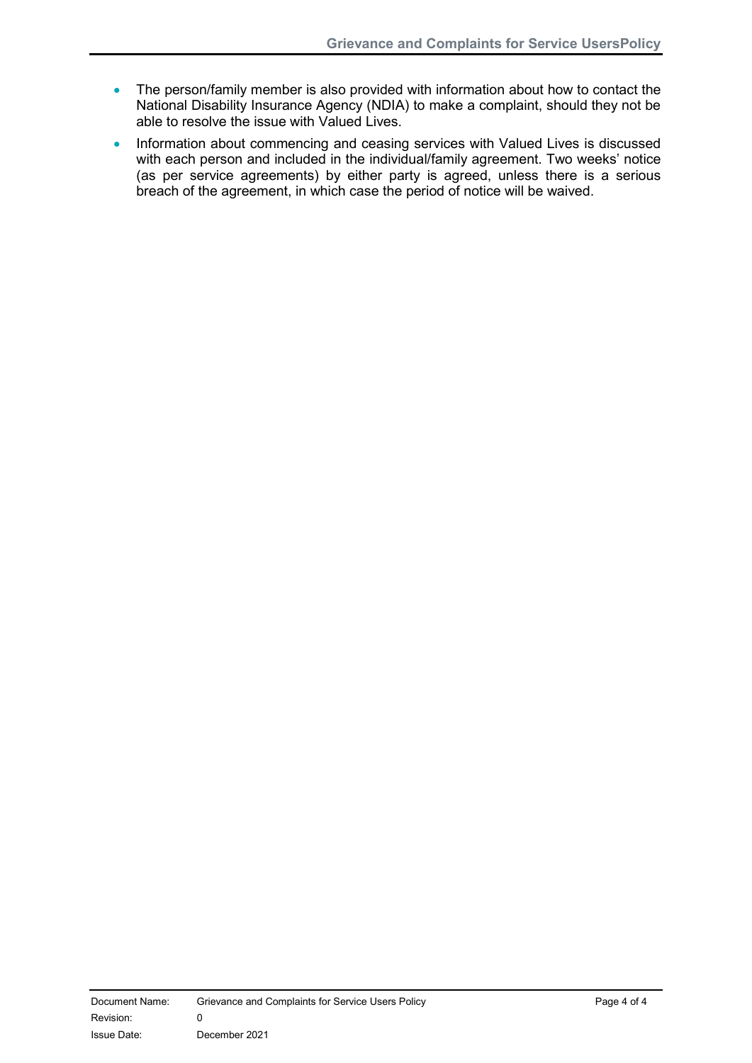- The person/family member is also provided with information about how to contact the National Disability Insurance Agency (NDIA) to make a complaint, should they not be able to resolve the issue with Valued Lives.
- Information about commencing and ceasing services with Valued Lives is discussed with each person and included in the individual/family agreement. Two weeks' notice (as per service agreements) by either party is agreed, unless there is a serious breach of the agreement, in which case the period of notice will be waived.